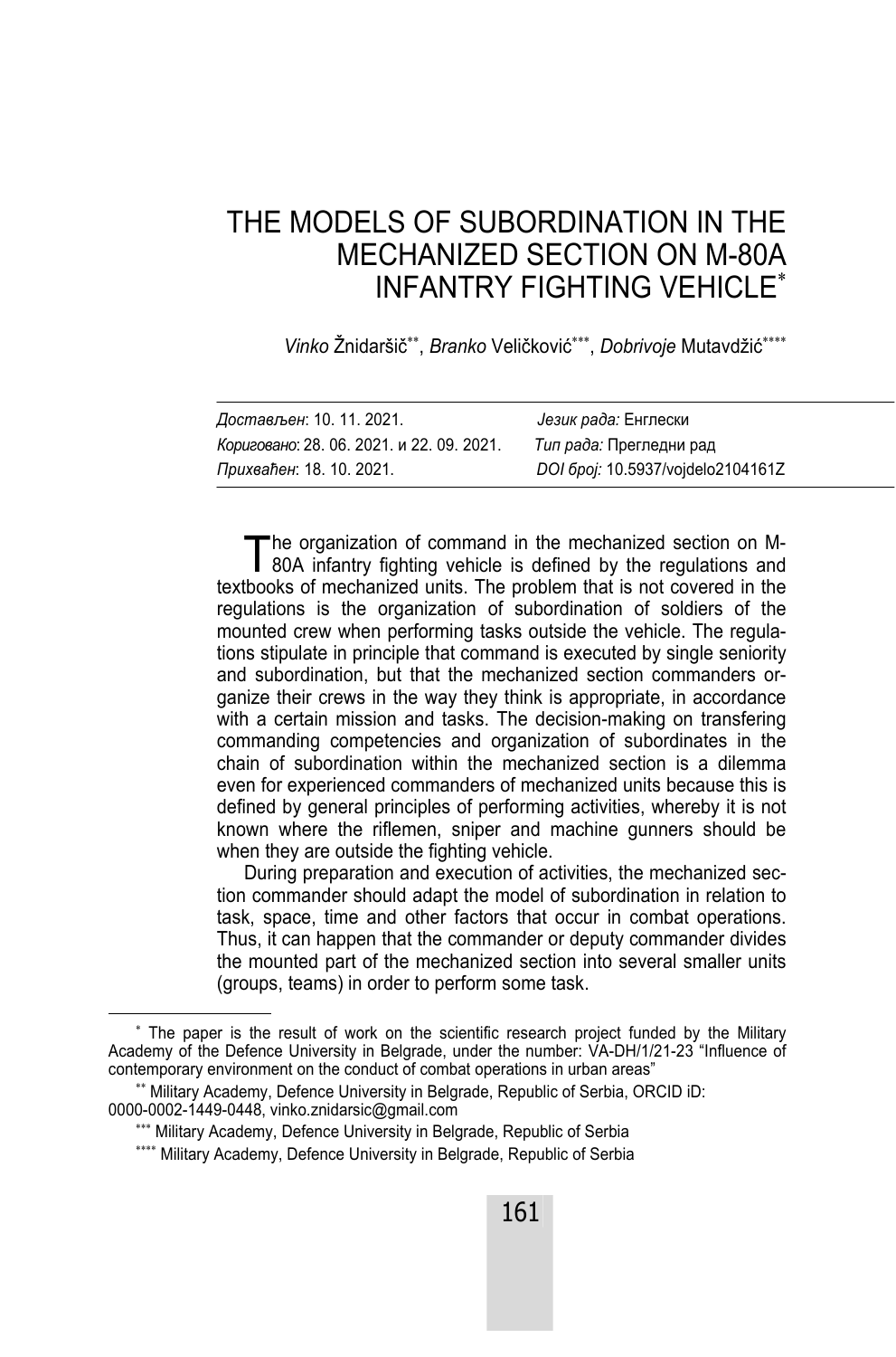# THE MODELS OF SUBORDINATION IN THE MECHANIZED SECTION ON M-80A INFANTRY FIGHTING VEHICLE[*]

*Vinko* Žnidaršič[**], *Branko* Veličković[***], *Dobrivoje* Mutavdžić[****]

| | |
|---|---|
| *Достављен*: 10. 11. 2021. | *Језик рада:* Енглески |
| *Кориговано*: 28. 06. 2021. и 22. 09. 2021. | *Тип рада:* Прегледни рад |
| *Прихваћен*: 18. 10. 2021. | *DOI број:* 10.5937/vojdelo2104161Z |

The organization of command in the mechanized section on M-80A infantry fighting vehicle is defined by the regulations and textbooks of mechanized units. The problem that is not covered in the regulations is the organization of subordination of soldiers of the mounted crew when performing tasks outside the vehicle. The regulations stipulate in principle that command is executed by single seniority and subordination, but that the mechanized section commanders organize their crews in the way they think is appropriate, in accordance with a certain mission and tasks. The decision-making on transfering commanding competencies and organization of subordinates in the chain of subordination within the mechanized section is a dilemma even for experienced commanders of mechanized units because this is defined by general principles of performing activities, whereby it is not known where the riflemen, sniper and machine gunners should be when they are outside the fighting vehicle.

During preparation and execution of activities, the mechanized section commander should adapt the model of subordination in relation to task, space, time and other factors that occur in combat operations. Thus, it can happen that the commander or deputy commander divides the mounted part of the mechanized section into several smaller units (groups, teams) in order to perform some task.

---

[*] The paper is the result of work on the scientific research project funded by the Military Academy of the Defence University in Belgrade, under the number: VA-DH/1/21-23 "Influence of contemporary environment on the conduct of combat operations in urban areas"

[**] Military Academy, Defence University in Belgrade, Republic of Serbia, ORCID iD: 0000-0002-1449-0448, vinko.znidarsic@gmail.com

[***] Military Academy, Defence University in Belgrade, Republic of Serbia

[****] Military Academy, Defence University in Belgrade, Republic of Serbia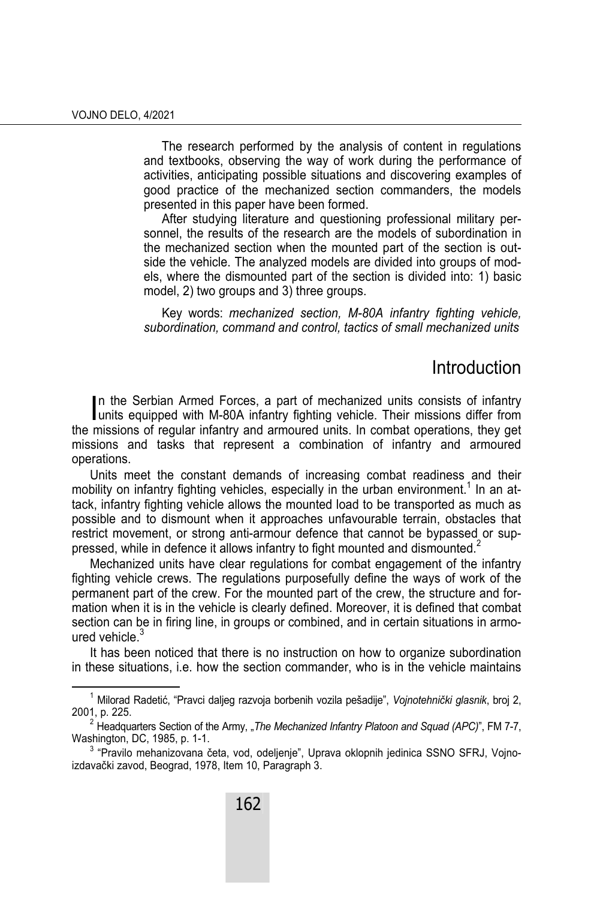The research performed by the analysis of content in regulations and textbooks, observing the way of work during the performance of activities, anticipating possible situations and discovering examples of good practice of the mechanized section commanders, the models presented in this paper have been formed.

After studying literature and questioning professional military personnel, the results of the research are the models of subordination in the mechanized section when the mounted part of the section is outside the vehicle. The analyzed models are divided into groups of models, where the dismounted part of the section is divided into: 1) basic model, 2) two groups and 3) three groups.

Key words: *mechanized section, M-80A infantry fighting vehicle, subordination, command and control, tactics of small mechanized units*

## Introduction

In the Serbian Armed Forces, a part of mechanized units consists of infantry units equipped with M-80A infantry fighting vehicle. Their missions differ from the missions of regular infantry and armoured units. In combat operations, they get missions and tasks that represent a combination of infantry and armoured operations.

Units meet the constant demands of increasing combat readiness and their mobility on infantry fighting vehicles, especially in the urban environment.[1] In an attack, infantry fighting vehicle allows the mounted load to be transported as much as possible and to dismount when it approaches unfavourable terrain, obstacles that restrict movement, or strong anti-armour defence that cannot be bypassed or suppressed, while in defence it allows infantry to fight mounted and dismounted.[2]

Mechanized units have clear regulations for combat engagement of the infantry fighting vehicle crews. The regulations purposefully define the ways of work of the permanent part of the crew. For the mounted part of the crew, the structure and formation when it is in the vehicle is clearly defined. Moreover, it is defined that combat section can be in firing line, in groups or combined, and in certain situations in armoured vehicle.[3]

It has been noticed that there is no instruction on how to organize subordination in these situations, i.e. how the section commander, who is in the vehicle maintains

---

[1] Milorad Radetić, "Pravci daljeg razvoja borbenih vozila pešadije", *Vojnotehnički glasnik*, broj 2, 2001, p. 225.

[2] Headquarters Section of the Army, „*The Mechanized Infantry Platoon and Squad (APC)*", FM 7-7, Washington, DC, 1985, p. 1-1.

[3] "Pravilo mehanizovana četa, vod, odeljenje", Uprava oklopnih jedinica SSNO SFRJ, Vojnoizdavački zavod, Beograd, 1978, Item 10, Paragraph 3.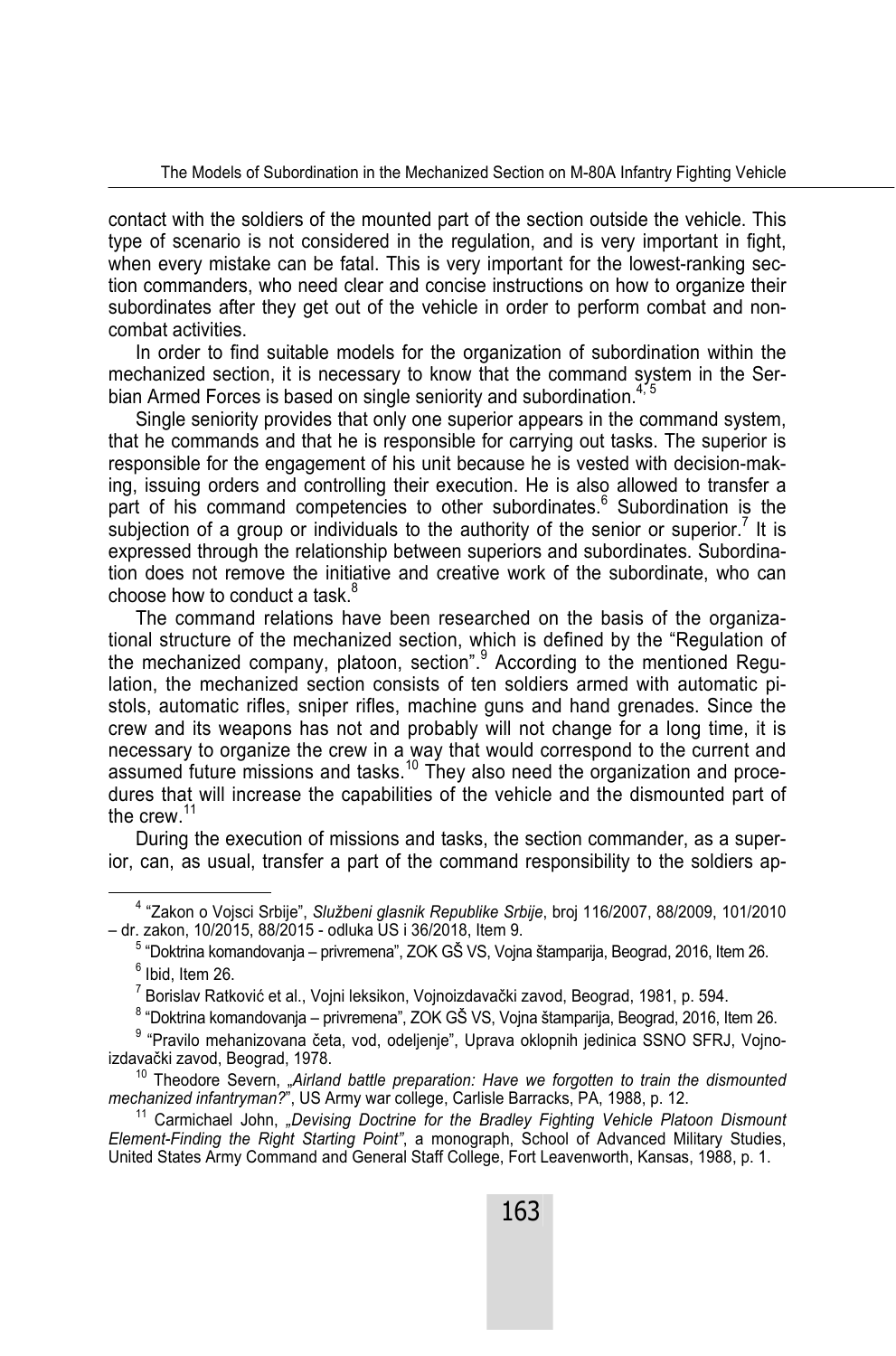contact with the soldiers of the mounted part of the section outside the vehicle. This type of scenario is not considered in the regulation, and is very important in fight, when every mistake can be fatal. This is very important for the lowest-ranking section commanders, who need clear and concise instructions on how to organize their subordinates after they get out of the vehicle in order to perform combat and non-combat activities.

In order to find suitable models for the organization of subordination within the mechanized section, it is necessary to know that the command system in the Serbian Armed Forces is based on single seniority and subordination.[4, 5]

Single seniority provides that only one superior appears in the command system, that he commands and that he is responsible for carrying out tasks. The superior is responsible for the engagement of his unit because he is vested with decision-making, issuing orders and controlling their execution. He is also allowed to transfer a part of his command competencies to other subordinates.[6] Subordination is the subjection of a group or individuals to the authority of the senior or superior.[7] It is expressed through the relationship between superiors and subordinates. Subordination does not remove the initiative and creative work of the subordinate, who can choose how to conduct a task.[8]

The command relations have been researched on the basis of the organizational structure of the mechanized section, which is defined by the "Regulation of the mechanized company, platoon, section".[9] According to the mentioned Regulation, the mechanized section consists of ten soldiers armed with automatic pistols, automatic rifles, sniper rifles, machine guns and hand grenades. Since the crew and its weapons has not and probably will not change for a long time, it is necessary to organize the crew in a way that would correspond to the current and assumed future missions and tasks.[10] They also need the organization and procedures that will increase the capabilities of the vehicle and the dismounted part of the crew.[11]

During the execution of missions and tasks, the section commander, as a superior, can, as usual, transfer a part of the command responsibility to the soldiers ap-

---

[4] "Zakon o Vojsci Srbije", *Službeni glasnik Republike Srbije*, broj 116/2007, 88/2009, 101/2010 – dr. zakon, 10/2015, 88/2015 - odluka US i 36/2018, Item 9.

[5] "Doktrina komandovanja – privremena", ZOK GŠ VS, Vojna štamparija, Beograd, 2016, Item 26.

[6] Ibid, Item 26.

[7] Borislav Ratković et al., Vojni leksikon, Vojnoizdavački zavod, Beograd, 1981, p. 594.

[8] "Doktrina komandovanja – privremena", ZOK GŠ VS, Vojna štamparija, Beograd, 2016, Item 26.

[9] "Pravilo mehanizovana četa, vod, odeljenje", Uprava oklopnih jedinica SSNO SFRJ, Vojnoizdavački zavod, Beograd, 1978.

[10] Theodore Severn, „*Airland battle preparation: Have we forgotten to train the dismounted mechanized infantryman?*", US Army war college, Carlisle Barracks, PA, 1988, p. 12.

[11] Carmichael John, „*Devising Doctrine for the Bradley Fighting Vehicle Platoon Dismount Element-Finding the Right Starting Point"*, a monograph, School of Advanced Military Studies, United States Army Command and General Staff College, Fort Leavenworth, Kansas, 1988, p. 1.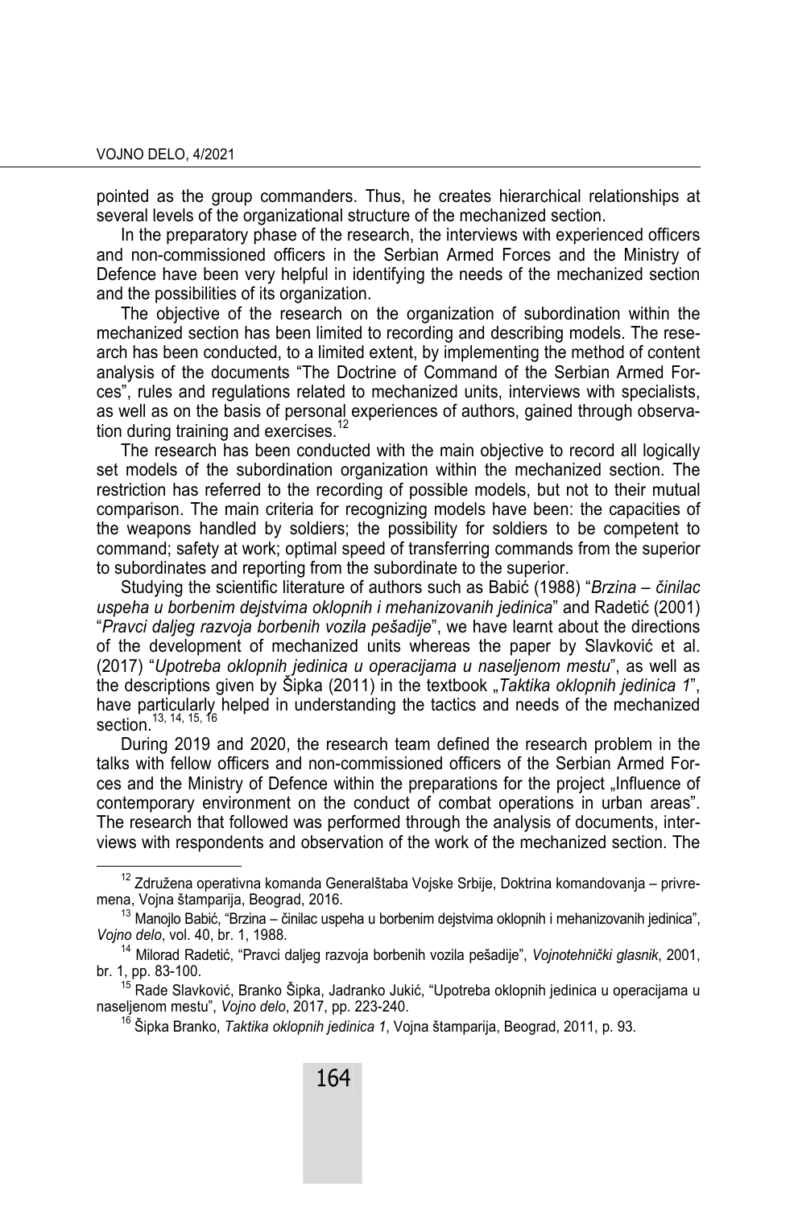pointed as the group commanders. Thus, he creates hierarchical relationships at several levels of the organizational structure of the mechanized section.

In the preparatory phase of the research, the interviews with experienced officers and non-commissioned officers in the Serbian Armed Forces and the Ministry of Defence have been very helpful in identifying the needs of the mechanized section and the possibilities of its organization.

The objective of the research on the organization of subordination within the mechanized section has been limited to recording and describing models. The research has been conducted, to a limited extent, by implementing the method of content analysis of the documents "The Doctrine of Command of the Serbian Armed Forces", rules and regulations related to mechanized units, interviews with specialists, as well as on the basis of personal experiences of authors, gained through observation during training and exercises.[12]

The research has been conducted with the main objective to record all logically set models of the subordination organization within the mechanized section. The restriction has referred to the recording of possible models, but not to their mutual comparison. The main criteria for recognizing models have been: the capacities of the weapons handled by soldiers; the possibility for soldiers to be competent to command; safety at work; optimal speed of transferring commands from the superior to subordinates and reporting from the subordinate to the superior.

Studying the scientific literature of authors such as Babić (1988) "*Brzina – činilac uspeha u borbenim dejstvima oklopnih i mehanizovanih jedinica*" and Radetić (2001) "*Pravci daljeg razvoja borbenih vozila pešadije*", we have learnt about the directions of the development of mechanized units whereas the paper by Slavković et al. (2017) "*Upotreba oklopnih jedinica u operacijama u naseljenom mestu*", as well as the descriptions given by Šipka (2011) in the textbook „*Taktika oklopnih jedinica 1*", have particularly helped in understanding the tactics and needs of the mechanized section.[13, 14, 15, 16]

During 2019 and 2020, the research team defined the research problem in the talks with fellow officers and non-commissioned officers of the Serbian Armed Forces and the Ministry of Defence within the preparations for the project „Influence of contemporary environment on the conduct of combat operations in urban areas". The research that followed was performed through the analysis of documents, interviews with respondents and observation of the work of the mechanized section. The

---

[12] Združena operativna komanda Generalštaba Vojske Srbije, Doktrina komandovanja – privremena, Vojna štamparija, Beograd, 2016.

[13] Manojlo Babić, "Brzina – činilac uspeha u borbenim dejstvima oklopnih i mehanizovanih jedinica", *Vojno delo*, vol. 40, br. 1, 1988.

[14] Milorad Radetić, "Pravci daljeg razvoja borbenih vozila pešadije", *Vojnotehnički glasnik*, 2001, br. 1, pp. 83-100.

[15] Rade Slavković, Branko Šipka, Jadranko Jukić, "Upotreba oklopnih jedinica u operacijama u naseljenom mestu", *Vojno delo*, 2017, pp. 223-240.

[16] Šipka Branko, *Taktika oklopnih jedinica 1*, Vojna štamparija, Beograd, 2011, p. 93.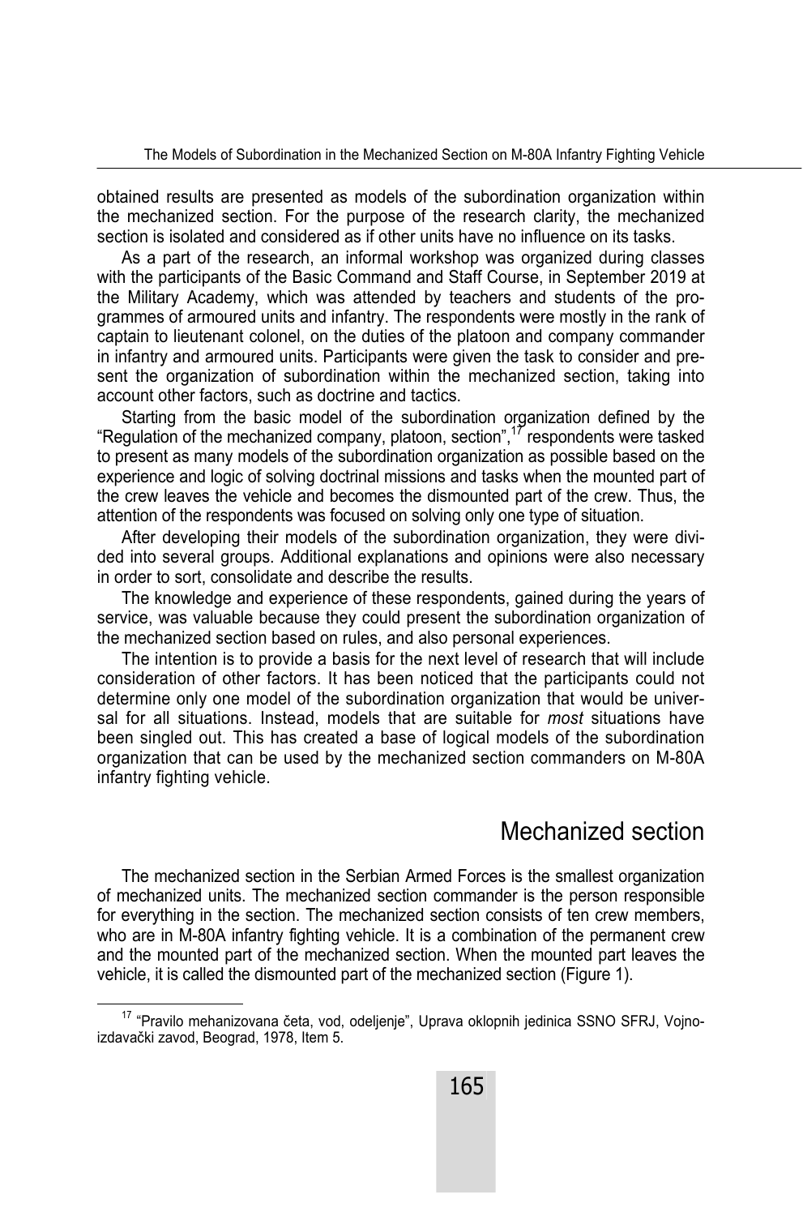obtained results are presented as models of the subordination organization within the mechanized section. For the purpose of the research clarity, the mechanized section is isolated and considered as if other units have no influence on its tasks.

As a part of the research, an informal workshop was organized during classes with the participants of the Basic Command and Staff Course, in September 2019 at the Military Academy, which was attended by teachers and students of the programmes of armoured units and infantry. The respondents were mostly in the rank of captain to lieutenant colonel, on the duties of the platoon and company commander in infantry and armoured units. Participants were given the task to consider and present the organization of subordination within the mechanized section, taking into account other factors, such as doctrine and tactics.

Starting from the basic model of the subordination organization defined by the "Regulation of the mechanized company, platoon, section",[17] respondents were tasked to present as many models of the subordination organization as possible based on the experience and logic of solving doctrinal missions and tasks when the mounted part of the crew leaves the vehicle and becomes the dismounted part of the crew. Thus, the attention of the respondents was focused on solving only one type of situation.

After developing their models of the subordination organization, they were divided into several groups. Additional explanations and opinions were also necessary in order to sort, consolidate and describe the results.

The knowledge and experience of these respondents, gained during the years of service, was valuable because they could present the subordination organization of the mechanized section based on rules, and also personal experiences.

The intention is to provide a basis for the next level of research that will include consideration of other factors. It has been noticed that the participants could not determine only one model of the subordination organization that would be universal for all situations. Instead, models that are suitable for *most* situations have been singled out. This has created a base of logical models of the subordination organization that can be used by the mechanized section commanders on M-80A infantry fighting vehicle.

## Mechanized section

The mechanized section in the Serbian Armed Forces is the smallest organization of mechanized units. The mechanized section commander is the person responsible for everything in the section. The mechanized section consists of ten crew members, who are in M-80A infantry fighting vehicle. It is a combination of the permanent crew and the mounted part of the mechanized section. When the mounted part leaves the vehicle, it is called the dismounted part of the mechanized section (Figure 1).

---

[17] "Pravilo mehanizovana četa, vod, odeljenje", Uprava oklopnih jedinica SSNO SFRJ, Vojnoizdavački zavod, Beograd, 1978, Item 5.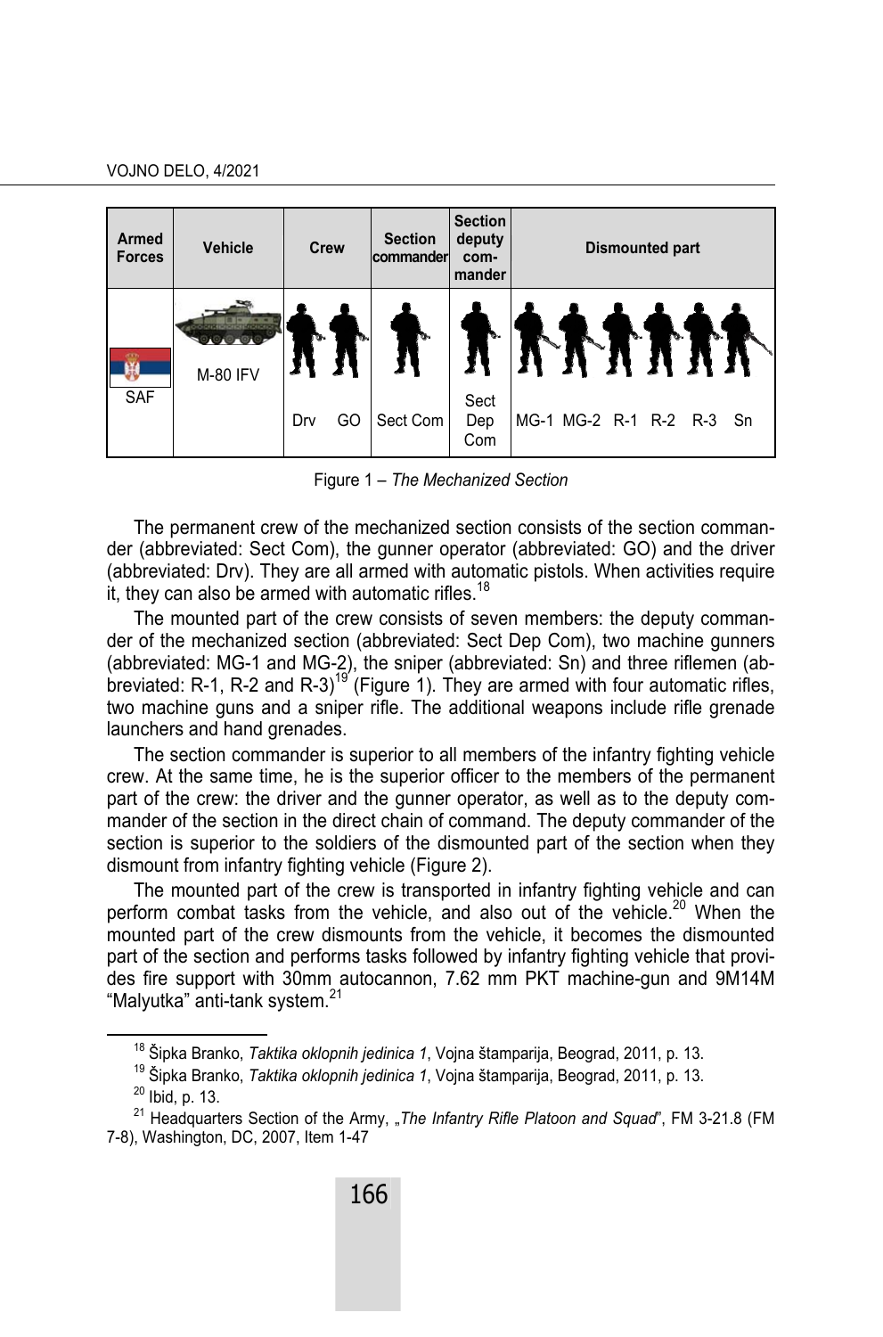| Armed Forces | Vehicle | Crew | Section commander | Section deputy commander | Dismounted part |
|---|---|---|---|---|---|
| SAF | M-80 IFV | Drv GO | Sect Com | Sect Dep Com | MG-1 MG-2 R-1 R-2 R-3 Sn |

Figure 1 – *The Mechanized Section*

The permanent crew of the mechanized section consists of the section commander (abbreviated: Sect Com), the gunner operator (abbreviated: GO) and the driver (abbreviated: Drv). They are all armed with automatic pistols. When activities require it, they can also be armed with automatic rifles.[18]

The mounted part of the crew consists of seven members: the deputy commander of the mechanized section (abbreviated: Sect Dep Com), two machine gunners (abbreviated: MG-1 and MG-2), the sniper (abbreviated: Sn) and three riflemen (abbreviated: R-1, R-2 and R-3)[19] (Figure 1). They are armed with four automatic rifles, two machine guns and a sniper rifle. The additional weapons include rifle grenade launchers and hand grenades.

The section commander is superior to all members of the infantry fighting vehicle crew. At the same time, he is the superior officer to the members of the permanent part of the crew: the driver and the gunner operator, as well as to the deputy commander of the section in the direct chain of command. The deputy commander of the section is superior to the soldiers of the dismounted part of the section when they dismount from infantry fighting vehicle (Figure 2).

The mounted part of the crew is transported in infantry fighting vehicle and can perform combat tasks from the vehicle, and also out of the vehicle.[20] When the mounted part of the crew dismounts from the vehicle, it becomes the dismounted part of the section and performs tasks followed by infantry fighting vehicle that provides fire support with 30mm autocannon, 7.62 mm PKT machine-gun and 9M14M "Malyutka" anti-tank system.[21]

---

[18] Šipka Branko, *Taktika oklopnih jedinica 1*, Vojna štamparija, Beograd, 2011, p. 13.

[19] Šipka Branko, *Taktika oklopnih jedinica 1*, Vojna štamparija, Beograd, 2011, p. 13.

[20] Ibid, p. 13.

[21] Headquarters Section of the Army, „*The Infantry Rifle Platoon and Squad*", FM 3-21.8 (FM 7-8), Washington, DC, 2007, Item 1-47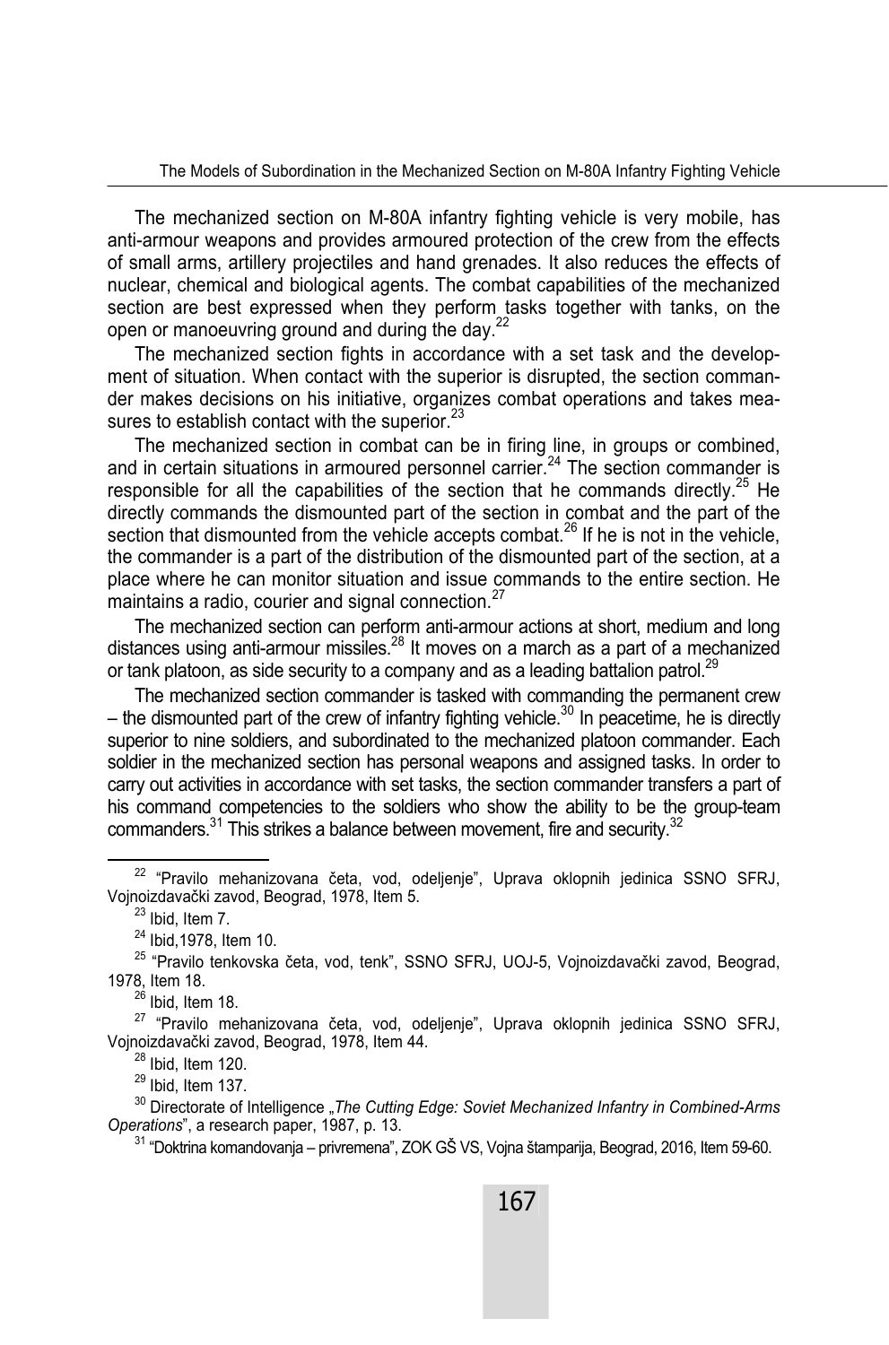The mechanized section on M-80A infantry fighting vehicle is very mobile, has anti-armour weapons and provides armoured protection of the crew from the effects of small arms, artillery projectiles and hand grenades. It also reduces the effects of nuclear, chemical and biological agents. The combat capabilities of the mechanized section are best expressed when they perform tasks together with tanks, on the open or manoeuvring ground and during the day.[22]

The mechanized section fights in accordance with a set task and the development of situation. When contact with the superior is disrupted, the section commander makes decisions on his initiative, organizes combat operations and takes measures to establish contact with the superior.[23]

The mechanized section in combat can be in firing line, in groups or combined, and in certain situations in armoured personnel carrier.[24] The section commander is responsible for all the capabilities of the section that he commands directly.[25] He directly commands the dismounted part of the section in combat and the part of the section that dismounted from the vehicle accepts combat.[26] If he is not in the vehicle, the commander is a part of the distribution of the dismounted part of the section, at a place where he can monitor situation and issue commands to the entire section. He maintains a radio, courier and signal connection.[27]

The mechanized section can perform anti-armour actions at short, medium and long distances using anti-armour missiles.[28] It moves on a march as a part of a mechanized or tank platoon, as side security to a company and as a leading battalion patrol.[29]

The mechanized section commander is tasked with commanding the permanent crew – the dismounted part of the crew of infantry fighting vehicle.[30] In peacetime, he is directly superior to nine soldiers, and subordinated to the mechanized platoon commander. Each soldier in the mechanized section has personal weapons and assigned tasks. In order to carry out activities in accordance with set tasks, the section commander transfers a part of his command competencies to the soldiers who show the ability to be the group-team commanders.[31] This strikes a balance between movement, fire and security.[32]

---

[22] "Pravilo mehanizovana četa, vod, odeljenje", Uprava oklopnih jedinica SSNO SFRJ, Vojnoizdavački zavod, Beograd, 1978, Item 5.

[23] Ibid, Item 7.

[24] Ibid,1978, Item 10.

[25] "Pravilo tenkovska četa, vod, tenk", SSNO SFRJ, UOJ-5, Vojnoizdavački zavod, Beograd, 1978, Item 18.

[26] Ibid, Item 18.

[27] "Pravilo mehanizovana četa, vod, odeljenje", Uprava oklopnih jedinica SSNO SFRJ, Vojnoizdavački zavod, Beograd, 1978, Item 44.

[28] Ibid, Item 120.

[29] Ibid, Item 137.

[30] Directorate of Intelligence „*The Cutting Edge: Soviet Mechanized Infantry in Combined-Arms Operations*", a research paper, 1987, p. 13.

[31] "Doktrina komandovanja – privremena", ZOK GŠ VS, Vojna štamparija, Beograd, 2016, Item 59-60.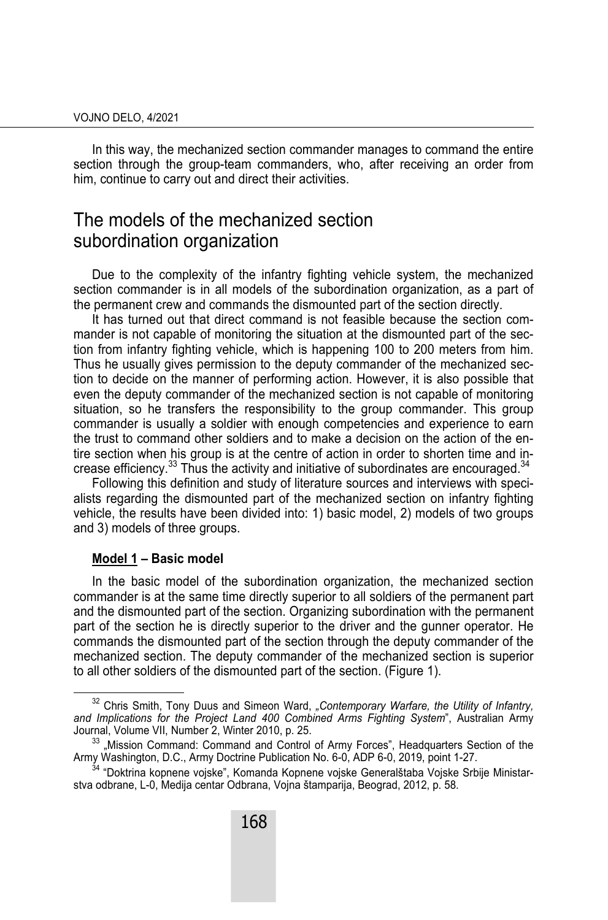In this way, the mechanized section commander manages to command the entire section through the group-team commanders, who, after receiving an order from him, continue to carry out and direct their activities.

## The models of the mechanized section subordination organization

Due to the complexity of the infantry fighting vehicle system, the mechanized section commander is in all models of the subordination organization, as a part of the permanent crew and commands the dismounted part of the section directly.

It has turned out that direct command is not feasible because the section commander is not capable of monitoring the situation at the dismounted part of the section from infantry fighting vehicle, which is happening 100 to 200 meters from him. Thus he usually gives permission to the deputy commander of the mechanized section to decide on the manner of performing action. However, it is also possible that even the deputy commander of the mechanized section is not capable of monitoring situation, so he transfers the responsibility to the group commander. This group commander is usually a soldier with enough competencies and experience to earn the trust to command other soldiers and to make a decision on the action of the entire section when his group is at the centre of action in order to shorten time and increase efficiency.[33] Thus the activity and initiative of subordinates are encouraged.[34]

Following this definition and study of literature sources and interviews with specialists regarding the dismounted part of the mechanized section on infantry fighting vehicle, the results have been divided into: 1) basic model, 2) models of two groups and 3) models of three groups.

### Model 1 – Basic model

In the basic model of the subordination organization, the mechanized section commander is at the same time directly superior to all soldiers of the permanent part and the dismounted part of the section. Organizing subordination with the permanent part of the section he is directly superior to the driver and the gunner operator. He commands the dismounted part of the section through the deputy commander of the mechanized section. The deputy commander of the mechanized section is superior to all other soldiers of the dismounted part of the section. (Figure 1).

---

[32] Chris Smith, Tony Duus and Simeon Ward, *„Contemporary Warfare, the Utility of Infantry, and Implications for the Project Land 400 Combined Arms Fighting System*", Australian Army Journal, Volume VII, Number 2, Winter 2010, p. 25.

[33] „Mission Command: Command and Control of Army Forces", Headquarters Section of the Army Washington, D.C., Army Doctrine Publication No. 6-0, ADP 6-0, 2019, point 1-27.

[34] "Doktrina kopnene vojske", Komanda Kopnene vojske Generalštaba Vojske Srbije Ministarstva odbrane, L-0, Medija centar Odbrana, Vojna štamparija, Beograd, 2012, p. 58.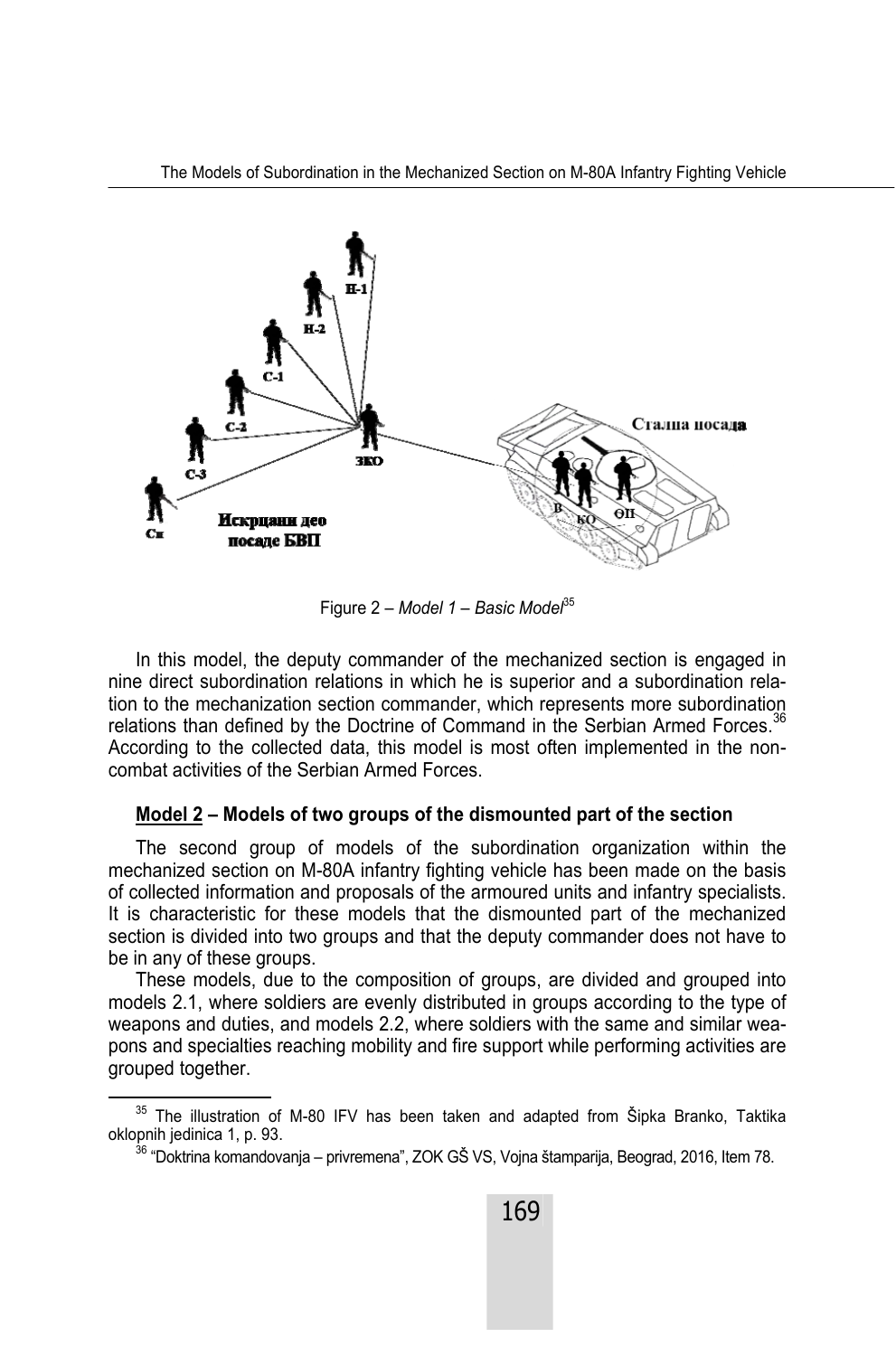Figure 2 – *Model 1 – Basic Model*[35]

In this model, the deputy commander of the mechanized section is engaged in nine direct subordination relations in which he is superior and a subordination relation to the mechanization section commander, which represents more subordination relations than defined by the Doctrine of Command in the Serbian Armed Forces.[36] According to the collected data, this model is most often implemented in the non-combat activities of the Serbian Armed Forces.

**Model 2 – Models of two groups of the dismounted part of the section**

The second group of models of the subordination organization within the mechanized section on M-80A infantry fighting vehicle has been made on the basis of collected information and proposals of the armoured units and infantry specialists. It is characteristic for these models that the dismounted part of the mechanized section is divided into two groups and that the deputy commander does not have to be in any of these groups.

These models, due to the composition of groups, are divided and grouped into models 2.1, where soldiers are evenly distributed in groups according to the type of weapons and duties, and models 2.2, where soldiers with the same and similar weapons and specialties reaching mobility and fire support while performing activities are grouped together.

---

[35] The illustration of M-80 IFV has been taken and adapted from Šipka Branko, Taktika oklopnih jedinica 1, p. 93.

[36] "Doktrina komandovanja – privremena", ZOK GŠ VS, Vojna štamparija, Beograd, 2016, Item 78.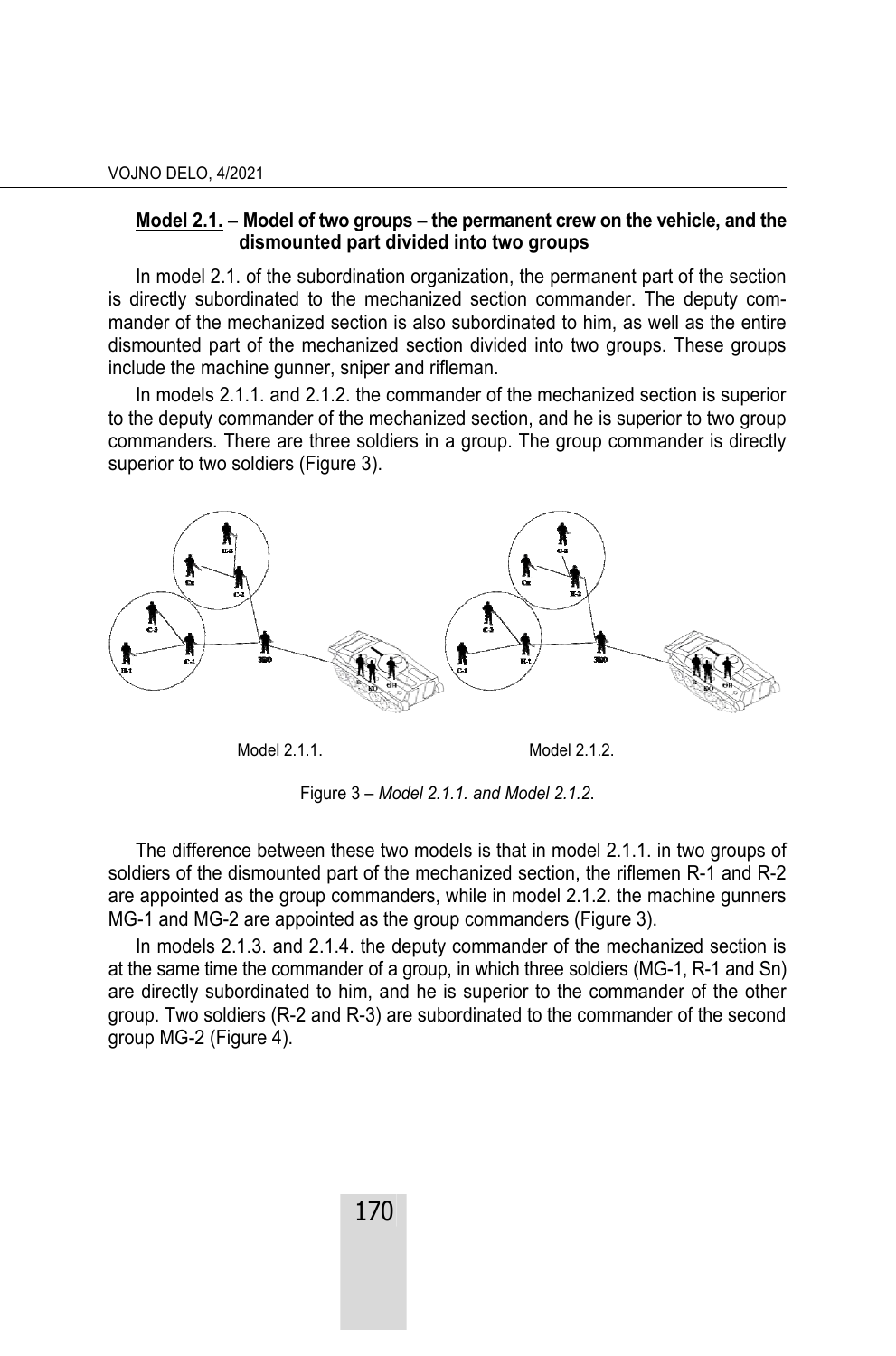**Model 2.1. – Model of two groups – the permanent crew on the vehicle, and the dismounted part divided into two groups**

In model 2.1. of the subordination organization, the permanent part of the section is directly subordinated to the mechanized section commander. The deputy commander of the mechanized section is also subordinated to him, as well as the entire dismounted part of the mechanized section divided into two groups. These groups include the machine gunner, sniper and rifleman.

In models 2.1.1. and 2.1.2. the commander of the mechanized section is superior to the deputy commander of the mechanized section, and he is superior to two group commanders. There are three soldiers in a group. The group commander is directly superior to two soldiers (Figure 3).

Model 2.1.1. Model 2.1.2.

Figure 3 – *Model 2.1.1. and Model 2.1.2.*

The difference between these two models is that in model 2.1.1. in two groups of soldiers of the dismounted part of the mechanized section, the riflemen R-1 and R-2 are appointed as the group commanders, while in model 2.1.2. the machine gunners MG-1 and MG-2 are appointed as the group commanders (Figure 3).

In models 2.1.3. and 2.1.4. the deputy commander of the mechanized section is at the same time the commander of a group, in which three soldiers (MG-1, R-1 and Sn) are directly subordinated to him, and he is superior to the commander of the other group. Two soldiers (R-2 and R-3) are subordinated to the commander of the second group MG-2 (Figure 4).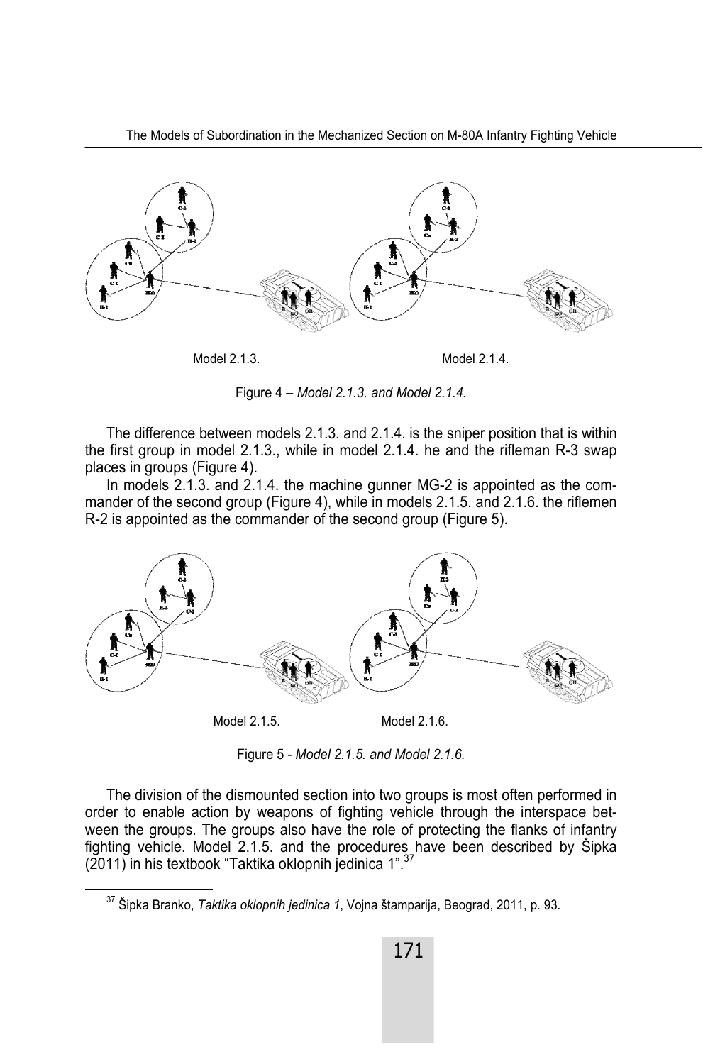Model 2.1.3. Model 2.1.4.

Figure 4 – *Model 2.1.3. and Model 2.1.4.*

The difference between models 2.1.3. and 2.1.4. is the sniper position that is within the first group in model 2.1.3., while in model 2.1.4. he and the rifleman R-3 swap places in groups (Figure 4).

In models 2.1.3. and 2.1.4. the machine gunner MG-2 is appointed as the commander of the second group (Figure 4), while in models 2.1.5. and 2.1.6. the riflemen R-2 is appointed as the commander of the second group (Figure 5).

Model 2.1.5. Model 2.1.6.

Figure 5 - *Model 2.1.5. and Model 2.1.6.*

The division of the dismounted section into two groups is most often performed in order to enable action by weapons of fighting vehicle through the interspace between the groups. The groups also have the role of protecting the flanks of infantry fighting vehicle. Model 2.1.5. and the procedures have been described by Šipka (2011) in his textbook "Taktika oklopnih jedinica 1".[37]

[37] Šipka Branko, *Taktika oklopnih jedinica 1*, Vojna štamparija, Beograd, 2011, p. 93.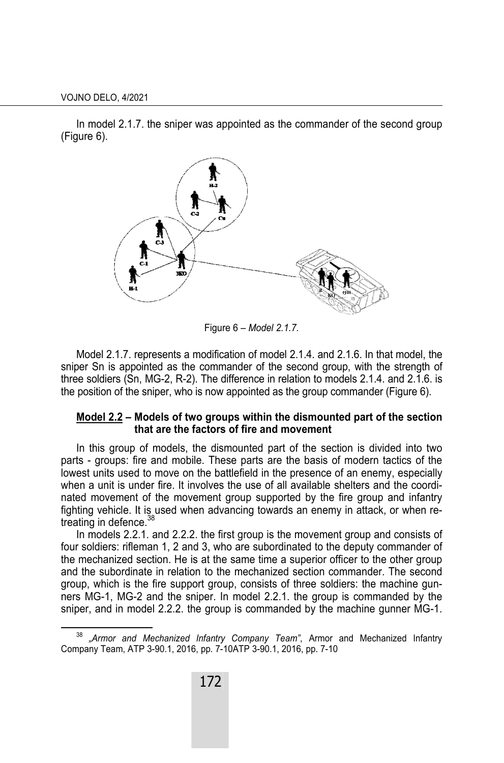In model 2.1.7. the sniper was appointed as the commander of the second group (Figure 6).

Figure 6 – *Model 2.1.7.*

Model 2.1.7. represents a modification of model 2.1.4. and 2.1.6. In that model, the sniper Sn is appointed as the commander of the second group, with the strength of three soldiers (Sn, MG-2, R-2). The difference in relation to models 2.1.4. and 2.1.6. is the position of the sniper, who is now appointed as the group commander (Figure 6).

**Model 2.2 – Models of two groups within the dismounted part of the section that are the factors of fire and movement**

In this group of models, the dismounted part of the section is divided into two parts - groups: fire and mobile. These parts are the basis of modern tactics of the lowest units used to move on the battlefield in the presence of an enemy, especially when a unit is under fire. It involves the use of all available shelters and the coordinated movement of the movement group supported by the fire group and infantry fighting vehicle. It is used when advancing towards an enemy in attack, or when retreating in defence.[38]

In models 2.2.1. and 2.2.2. the first group is the movement group and consists of four soldiers: rifleman 1, 2 and 3, who are subordinated to the deputy commander of the mechanized section. He is at the same time a superior officer to the other group and the subordinate in relation to the mechanized section commander. The second group, which is the fire support group, consists of three soldiers: the machine gunners MG-1, MG-2 and the sniper. In model 2.2.1. the group is commanded by the sniper, and in model 2.2.2. the group is commanded by the machine gunner MG-1.

[38] *„Armor and Mechanized Infantry Company Team"*, Armor and Mechanized Infantry Company Team, ATP 3-90.1, 2016, pp. 7-10ATP 3-90.1, 2016, pp. 7-10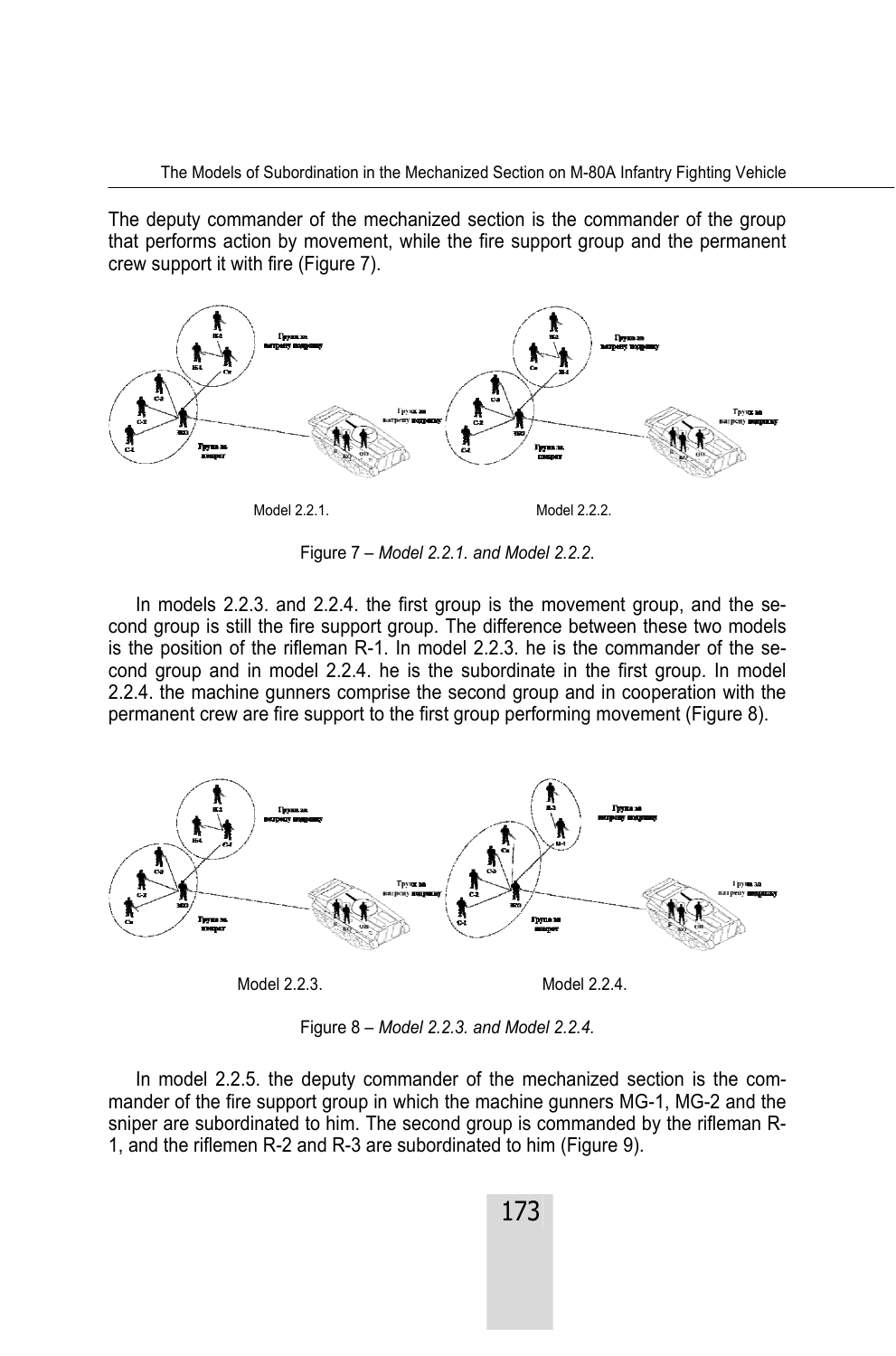The deputy commander of the mechanized section is the commander of the group that performs action by movement, while the fire support group and the permanent crew support it with fire (Figure 7).

Model 2.2.1.    Model 2.2.2.

Figure 7 – *Model 2.2.1. and Model 2.2.2.*

In models 2.2.3. and 2.2.4. the first group is the movement group, and the second group is still the fire support group. The difference between these two models is the position of the rifleman R-1. In model 2.2.3. he is the commander of the second group and in model 2.2.4. he is the subordinate in the first group. In model 2.2.4. the machine gunners comprise the second group and in cooperation with the permanent crew are fire support to the first group performing movement (Figure 8).

Model 2.2.3.    Model 2.2.4.

Figure 8 – *Model 2.2.3. and Model 2.2.4.*

In model 2.2.5. the deputy commander of the mechanized section is the commander of the fire support group in which the machine gunners MG-1, MG-2 and the sniper are subordinated to him. The second group is commanded by the rifleman R-1, and the riflemen R-2 and R-3 are subordinated to him (Figure 9).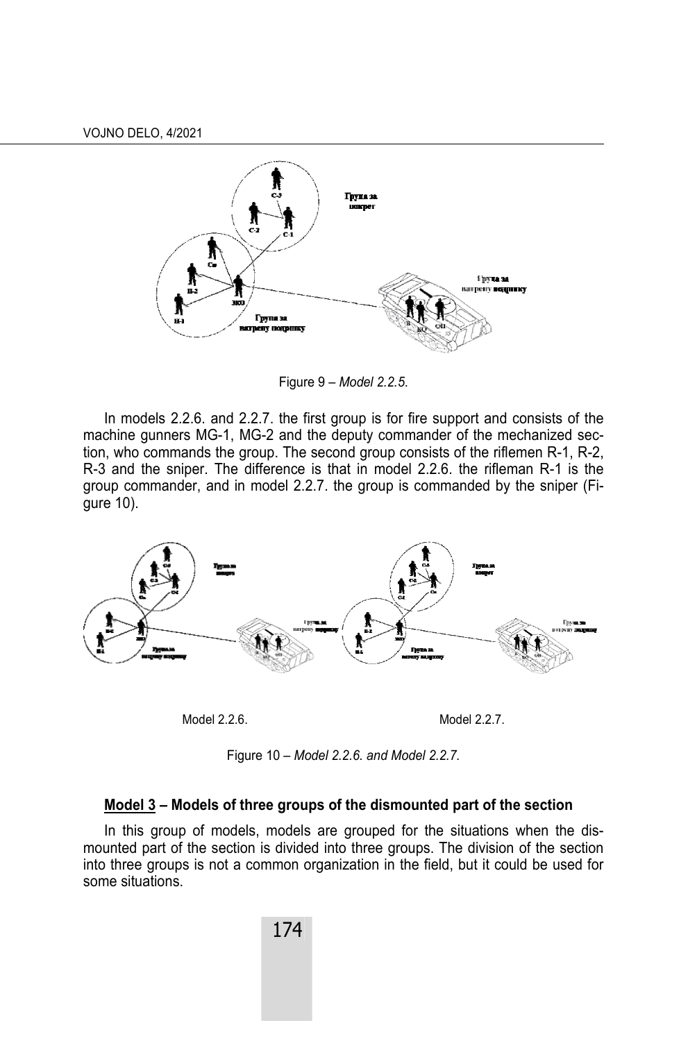Figure 9 – *Model 2.2.5.*

In models 2.2.6. and 2.2.7. the first group is for fire support and consists of the machine gunners MG-1, MG-2 and the deputy commander of the mechanized section, who commands the group. The second group consists of the riflemen R-1, R-2, R-3 and the sniper. The difference is that in model 2.2.6. the rifleman R-1 is the group commander, and in model 2.2.7. the group is commanded by the sniper (Figure 10).

Model 2.2.6.    Model 2.2.7.

Figure 10 – *Model 2.2.6. and Model 2.2.7.*

**<u>Model 3</u> – Models of three groups of the dismounted part of the section**

In this group of models, models are grouped for the situations when the dismounted part of the section is divided into three groups. The division of the section into three groups is not a common organization in the field, but it could be used for some situations.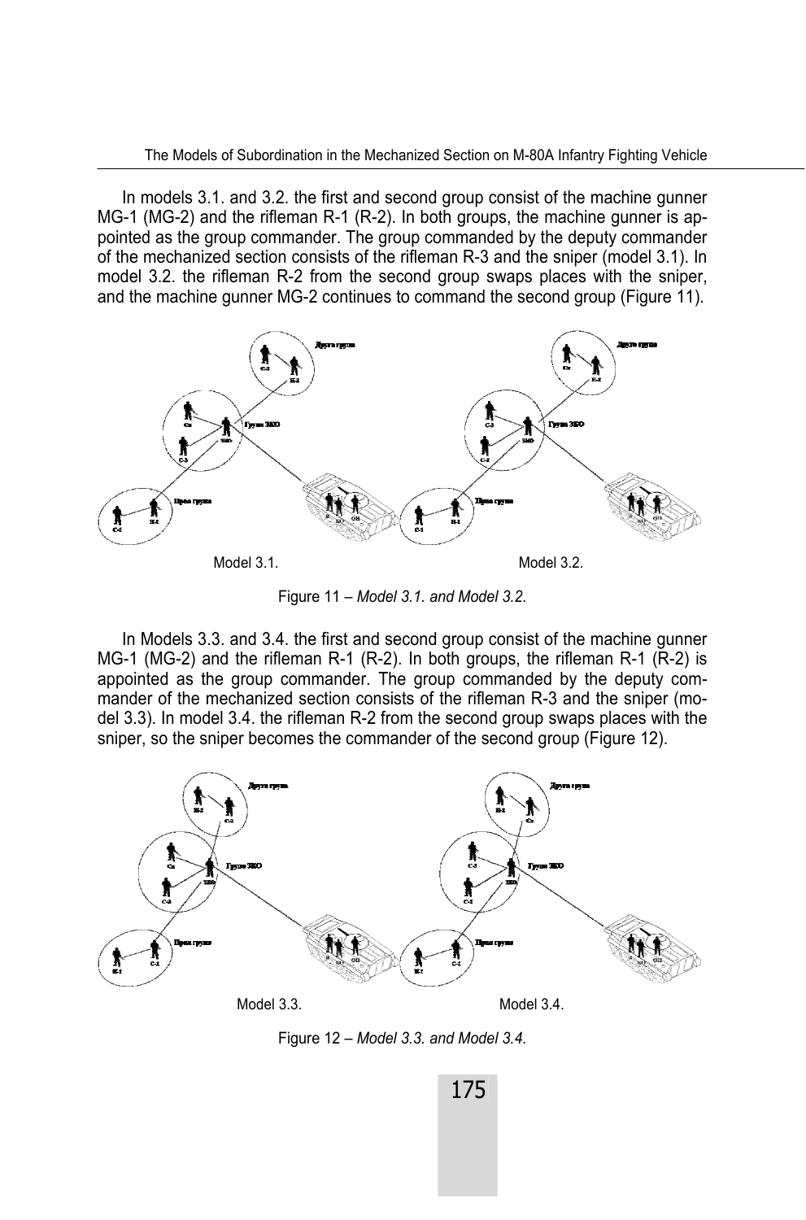In models 3.1. and 3.2. the first and second group consist of the machine gunner MG-1 (MG-2) and the rifleman R-1 (R-2). In both groups, the machine gunner is appointed as the group commander. The group commanded by the deputy commander of the mechanized section consists of the rifleman R-3 and the sniper (model 3.1). In model 3.2. the rifleman R-2 from the second group swaps places with the sniper, and the machine gunner MG-2 continues to command the second group (Figure 11).

Model 3.1. Model 3.2.

Figure 11 – *Model 3.1. and Model 3.2.*

In Models 3.3. and 3.4. the first and second group consist of the machine gunner MG-1 (MG-2) and the rifleman R-1 (R-2). In both groups, the rifleman R-1 (R-2) is appointed as the group commander. The group commanded by the deputy commander of the mechanized section consists of the rifleman R-3 and the sniper (model 3.3). In model 3.4. the rifleman R-2 from the second group swaps places with the sniper, so the sniper becomes the commander of the second group (Figure 12).

Model 3.3. Model 3.4.

Figure 12 – *Model 3.3. and Model 3.4.*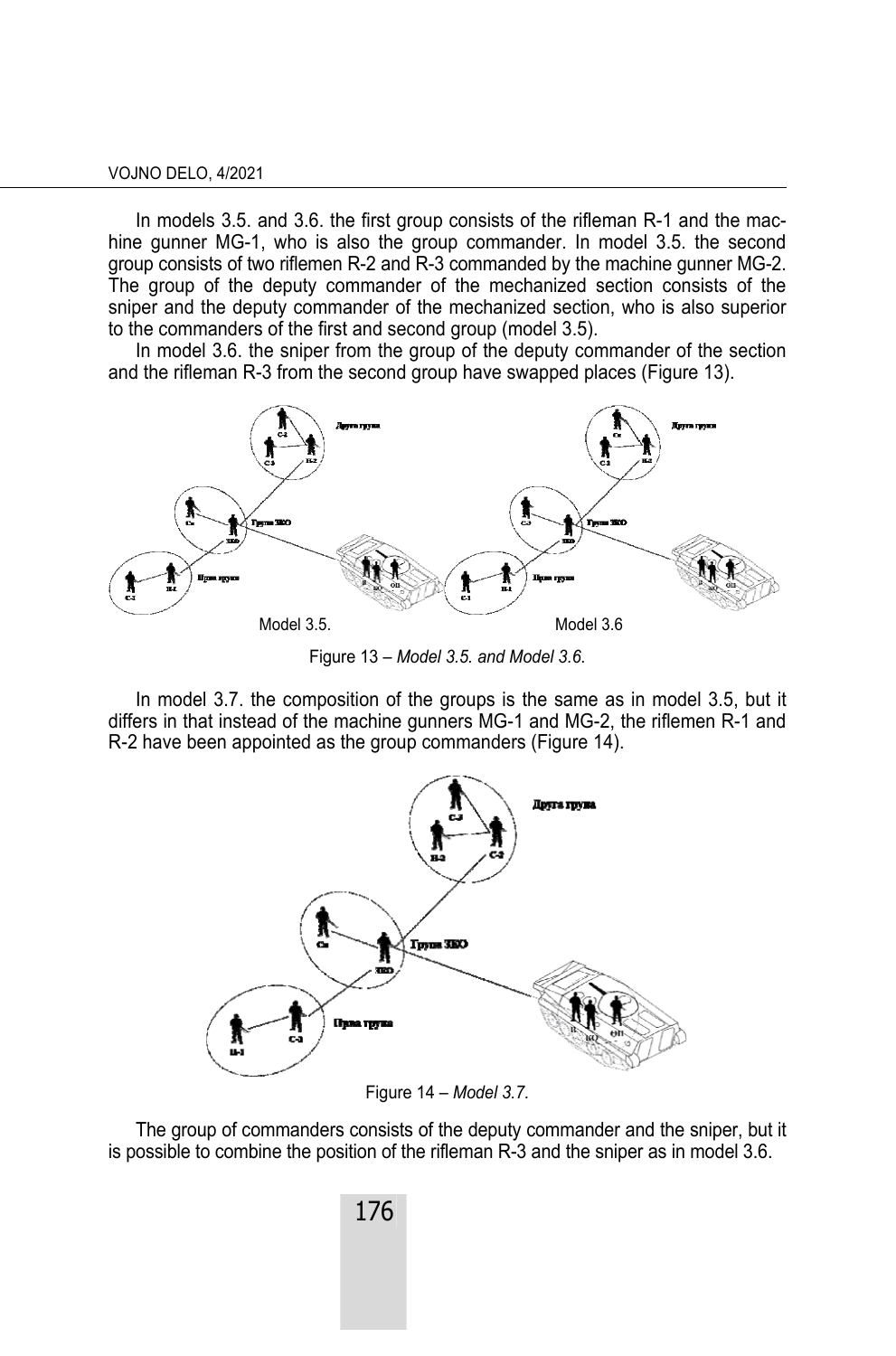In models 3.5. and 3.6. the first group consists of the rifleman R-1 and the machine gunner MG-1, who is also the group commander. In model 3.5. the second group consists of two riflemen R-2 and R-3 commanded by the machine gunner MG-2. The group of the deputy commander of the mechanized section consists of the sniper and the deputy commander of the mechanized section, who is also superior to the commanders of the first and second group (model 3.5).

In model 3.6. the sniper from the group of the deputy commander of the section and the rifleman R-3 from the second group have swapped places (Figure 13).

Model 3.5. Model 3.6

Figure 13 – *Model 3.5. and Model 3.6.*

In model 3.7. the composition of the groups is the same as in model 3.5, but it differs in that instead of the machine gunners MG-1 and MG-2, the riflemen R-1 and R-2 have been appointed as the group commanders (Figure 14).

Figure 14 – *Model 3.7.*

The group of commanders consists of the deputy commander and the sniper, but it is possible to combine the position of the rifleman R-3 and the sniper as in model 3.6.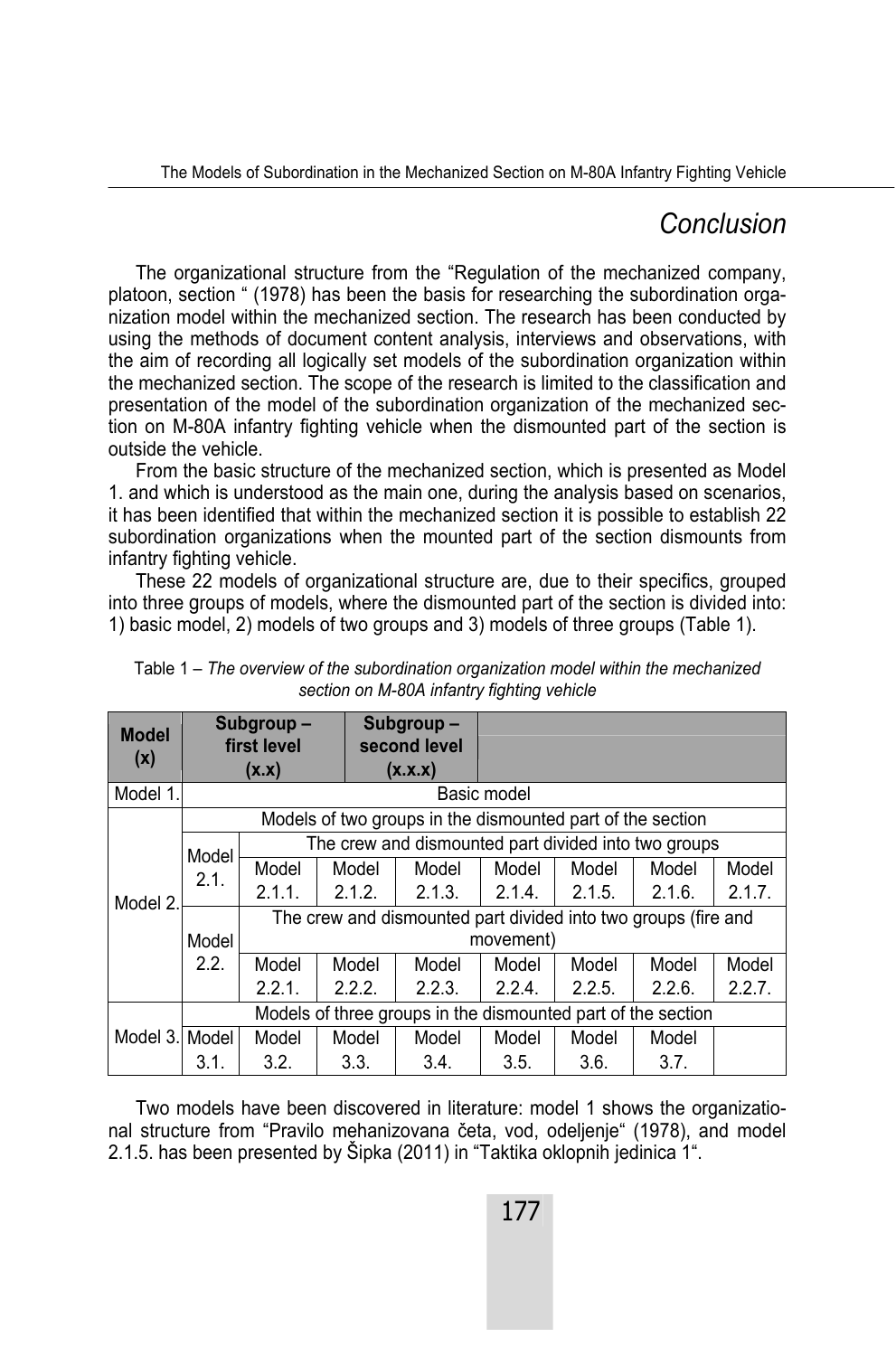## Conclusion

The organizational structure from the "Regulation of the mechanized company, platoon, section " (1978) has been the basis for researching the subordination organization model within the mechanized section. The research has been conducted by using the methods of document content analysis, interviews and observations, with the aim of recording all logically set models of the subordination organization within the mechanized section. The scope of the research is limited to the classification and presentation of the model of the subordination organization of the mechanized section on M-80A infantry fighting vehicle when the dismounted part of the section is outside the vehicle.

From the basic structure of the mechanized section, which is presented as Model 1. and which is understood as the main one, during the analysis based on scenarios, it has been identified that within the mechanized section it is possible to establish 22 subordination organizations when the mounted part of the section dismounts from infantry fighting vehicle.

These 22 models of organizational structure are, due to their specifics, grouped into three groups of models, where the dismounted part of the section is divided into: 1) basic model, 2) models of two groups and 3) models of three groups (Table 1).

Table 1 – *The overview of the subordination organization model within the mechanized section on M-80A infantry fighting vehicle*

| **Model (x)** | **Subgroup – first level (x.x)** | | **Subgroup – second level (x.x.x)** | | | | |
|---|---|---|---|---|---|---|---|
| Model 1. | Basic model | | | | | | |
| Model 2. | Models of two groups in the dismounted part of the section | | | | | | |
| | Model 2.1. | The crew and dismounted part divided into two groups | | | | | |
| | | Model 2.1.1. | Model 2.1.2. | Model 2.1.3. | Model 2.1.4. | Model 2.1.5. | Model 2.1.6. | Model 2.1.7. |
| | Model 2.2. | The crew and dismounted part divided into two groups (fire and movement) | | | | | |
| | | Model 2.2.1. | Model 2.2.2. | Model 2.2.3. | Model 2.2.4. | Model 2.2.5. | Model 2.2.6. | Model 2.2.7. |
| Model 3. | Models of three groups in the dismounted part of the section | | | | | | |
| | Model 3.1. | Model 3.2. | Model 3.3. | Model 3.4. | Model 3.5. | Model 3.6. | Model 3.7. |

Two models have been discovered in literature: model 1 shows the organizational structure from "Pravilo mehanizovana četa, vod, odeljenje" (1978), and model 2.1.5. has been presented by Šipka (2011) in "Taktika oklopnih jedinica 1".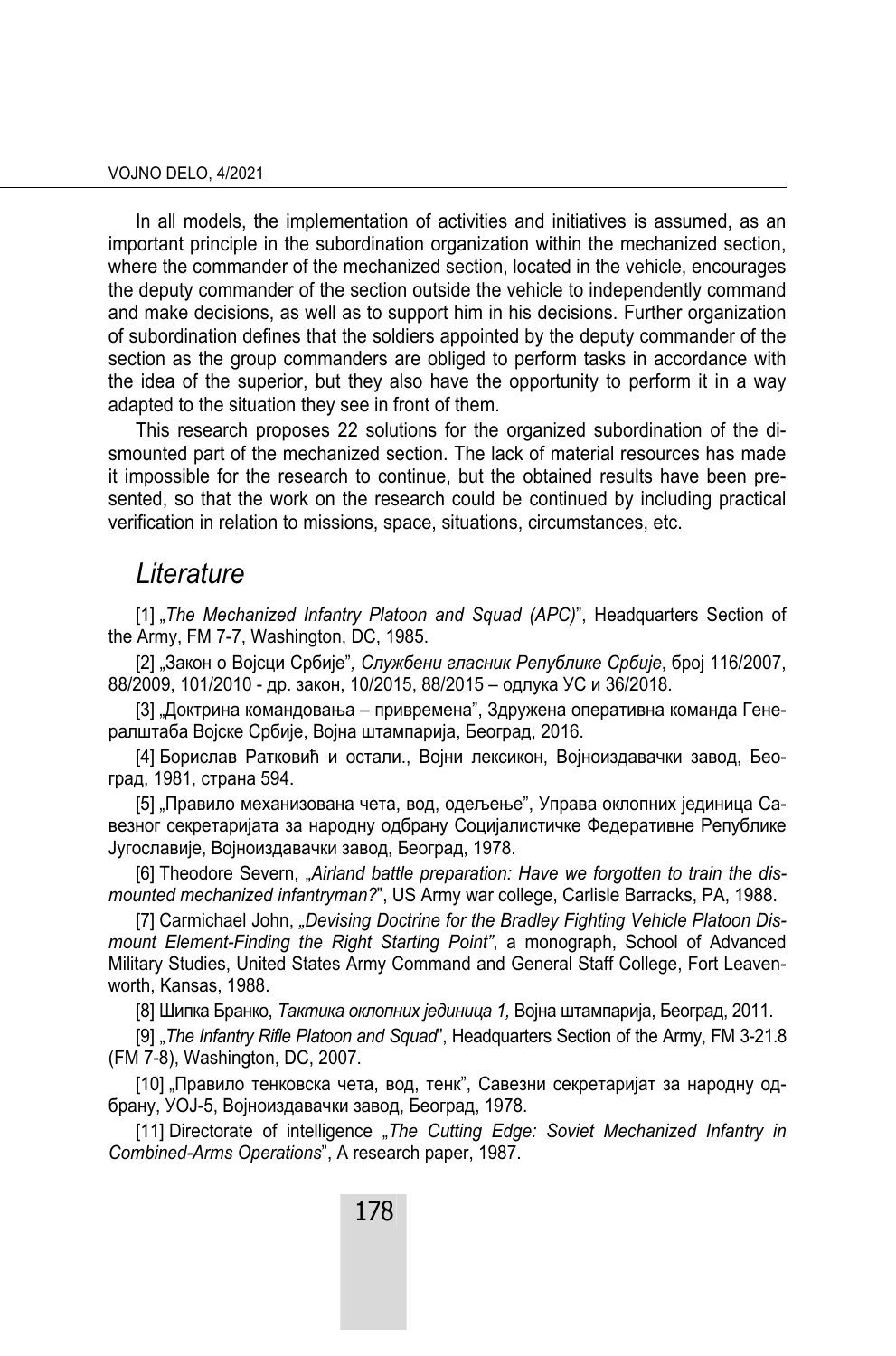In all models, the implementation of activities and initiatives is assumed, as an important principle in the subordination organization within the mechanized section, where the commander of the mechanized section, located in the vehicle, encourages the deputy commander of the section outside the vehicle to independently command and make decisions, as well as to support him in his decisions. Further organization of subordination defines that the soldiers appointed by the deputy commander of the section as the group commanders are obliged to perform tasks in accordance with the idea of the superior, but they also have the opportunity to perform it in a way adapted to the situation they see in front of them.

This research proposes 22 solutions for the organized subordination of the dismounted part of the mechanized section. The lack of material resources has made it impossible for the research to continue, but the obtained results have been presented, so that the work on the research could be continued by including practical verification in relation to missions, space, situations, circumstances, etc.

## *Literature*

[1] „*The Mechanized Infantry Platoon and Squad (APC)*", Headquarters Section of the Army, FM 7-7, Washington, DC, 1985.

[2] „Закон о Војсци Србије", *Службени гласник Републике Србије*, број 116/2007, 88/2009, 101/2010 - др. закон, 10/2015, 88/2015 – одлука УС и 36/2018.

[3] „Доктрина командовања – привремена", Здружена оперативна команда Генералштаба Војске Србије, Војна штампарија, Београд, 2016.

[4] Борислав Ратковић и остали., Војни лексикон, Војноиздавачки завод, Београд, 1981, страна 594.

[5] „Правило механизована чета, вод, одељење", Управа оклопних јединица Савезног секретаријата за народну одбрану Социјалистичке Федеративне Републике Југославије, Војноиздавачки завод, Београд, 1978.

[6] Theodore Severn, „*Airland battle preparation: Have we forgotten to train the dismounted mechanized infantryman?*", US Army war college, Carlisle Barracks, PA, 1988.

[7] Carmichael John, *„Devising Doctrine for the Bradley Fighting Vehicle Platoon Dismount Element-Finding the Right Starting Point"*, a monograph, School of Advanced Military Studies, United States Army Command and General Staff College, Fort Leavenworth, Kansas, 1988.

[8] Шипка Бранко, *Тактика оклопних јединица 1,* Војна штампарија, Београд, 2011.

[9] „*The Infantry Rifle Platoon and Squad*", Headquarters Section of the Army, FM 3-21.8 (FM 7-8), Washington, DC, 2007.

[10] „Правило тенковска чета, вод, тенк", Савезни секретаријат за народну одбрану, УОЈ-5, Војноиздавачки завод, Београд, 1978.

[11] Directorate of intelligence „*The Cutting Edge: Soviet Mechanized Infantry in Combined-Arms Operations*", A research paper, 1987.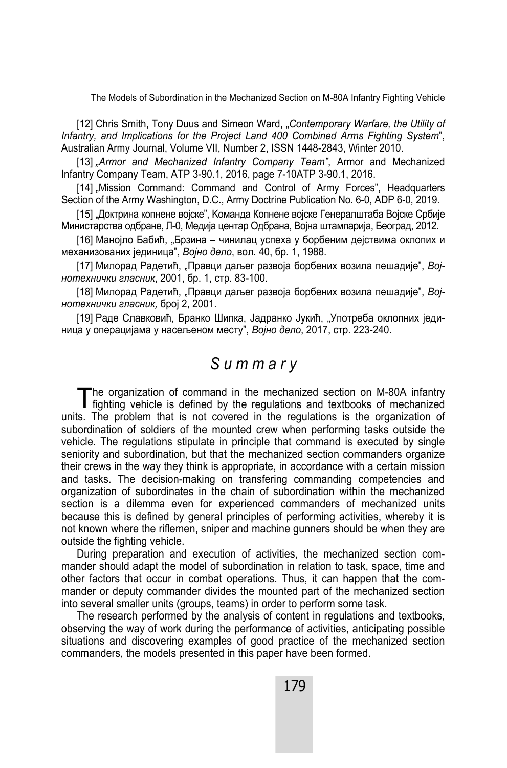[12] Chris Smith, Tony Duus and Simeon Ward, „*Contemporary Warfare, the Utility of Infantry, and Implications for the Project Land 400 Combined Arms Fighting System*", Australian Army Journal, Volume VII, Number 2, ISSN 1448-2843, Winter 2010.

[13] „*Armor and Mechanized Infantry Company Team"*, Armor and Mechanized Infantry Company Team, ATP 3-90.1, 2016, page 7-10ATP 3-90.1, 2016.

[14] „Mission Command: Command and Control of Army Forces", Headquarters Section of the Army Washington, D.C., Army Doctrine Publication No. 6-0, ADP 6-0, 2019.

[15] „Доктрина копнене војске", Команда Копнене војске Генералштаба Војске Србије Министарства одбране, Л-0, Медија центар Одбрана, Војна штампарија, Београд, 2012.

[16] Манојло Бабић, „Брзина – чинилац успеха у борбеним дејствима оклопих и механизованих јединица", *Војно дело*, вол. 40, бр. 1, 1988.

[17] Милорад Радетић, „Правци даљег развоја борбених возила пешадије", *Војнотехнички гласник*, 2001, бр. 1, стр. 83-100.

[18] Милорад Радетић, „Правци даљег развоја борбених возила пешадије", *Војнотехнички гласник,* број 2, 2001.

[19] Раде Славковић, Бранко Шипка, Јадранко Јукић, „Употреба оклопних јединица у операцијама у насељеном месту", *Војно дело*, 2017, стр. 223-240.

## *Summary*

The organization of command in the mechanized section on M-80A infantry fighting vehicle is defined by the regulations and textbooks of mechanized units. The problem that is not covered in the regulations is the organization of subordination of soldiers of the mounted crew when performing tasks outside the vehicle. The regulations stipulate in principle that command is executed by single seniority and subordination, but that the mechanized section commanders organize their crews in the way they think is appropriate, in accordance with a certain mission and tasks. The decision-making on transfering commanding competencies and organization of subordinates in the chain of subordination within the mechanized section is a dilemma even for experienced commanders of mechanized units because this is defined by general principles of performing activities, whereby it is not known where the riflemen, sniper and machine gunners should be when they are outside the fighting vehicle.

During preparation and execution of activities, the mechanized section commander should adapt the model of subordination in relation to task, space, time and other factors that occur in combat operations. Thus, it can happen that the commander or deputy commander divides the mounted part of the mechanized section into several smaller units (groups, teams) in order to perform some task.

The research performed by the analysis of content in regulations and textbooks, observing the way of work during the performance of activities, anticipating possible situations and discovering examples of good practice of the mechanized section commanders, the models presented in this paper have been formed.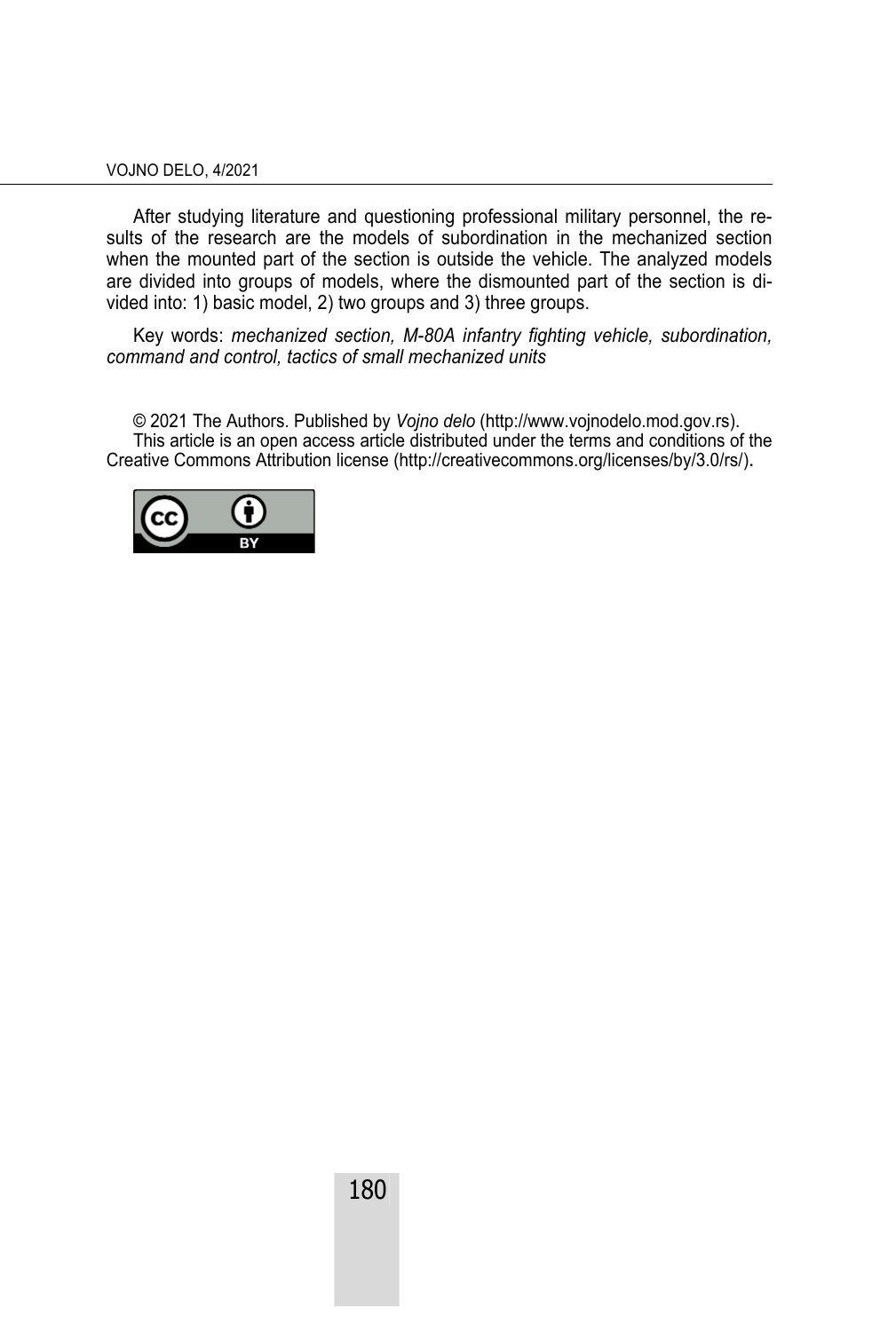After studying literature and questioning professional military personnel, the results of the research are the models of subordination in the mechanized section when the mounted part of the section is outside the vehicle. The analyzed models are divided into groups of models, where the dismounted part of the section is divided into: 1) basic model, 2) two groups and 3) three groups.

Key words: *mechanized section, M-80A infantry fighting vehicle, subordination, command and control, tactics of small mechanized units*

© 2021 The Authors. Published by *Vojno delo* (http://www.vojnodelo.mod.gov.rs).
This article is an open access article distributed under the terms and conditions of the Creative Commons Attribution license (http://creativecommons.org/licenses/by/3.0/rs/).